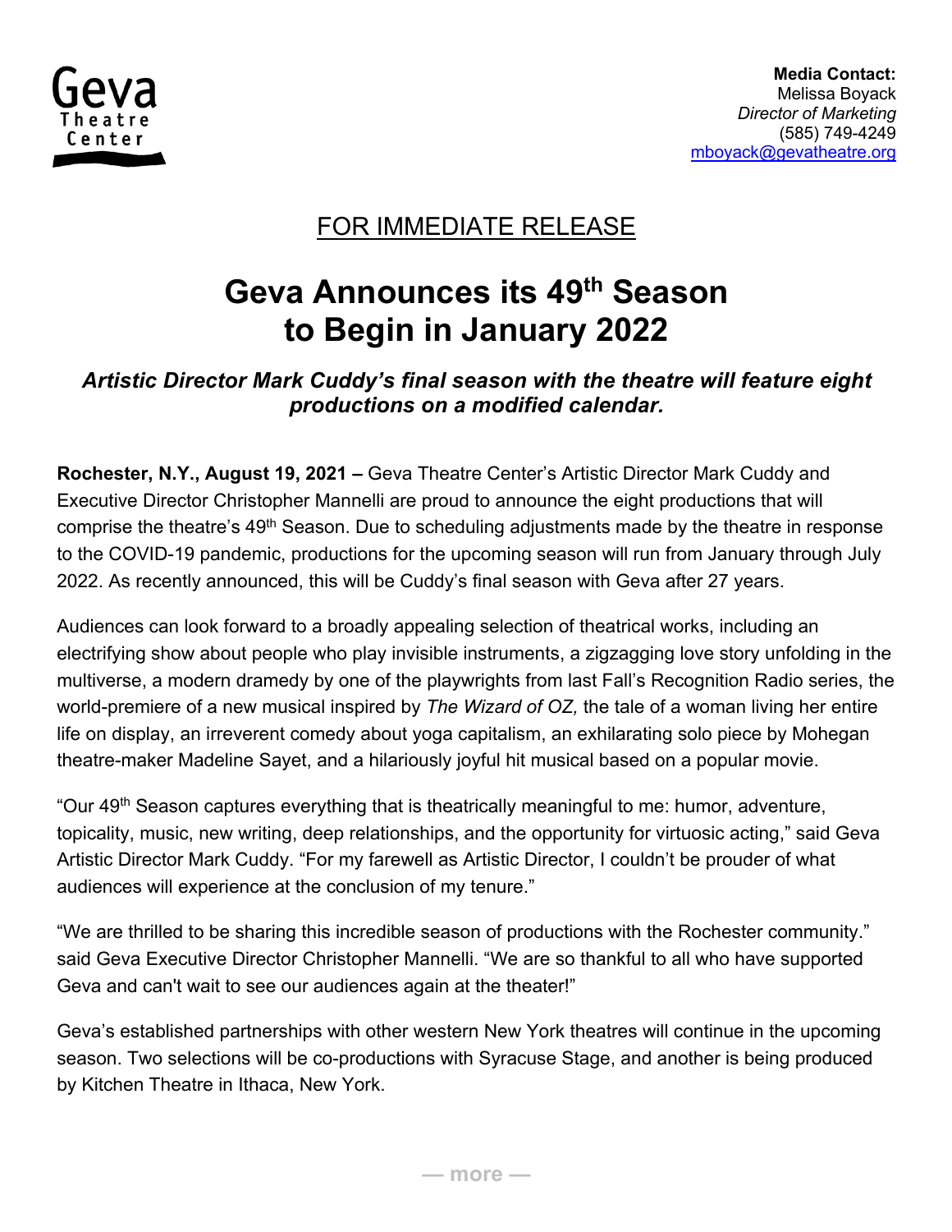Geva Theatre Center

**Media Contact:**
Melissa Boyack
*Director of Marketing*
(585) 749-4249
mboyack@gevatheatre.org

FOR IMMEDIATE RELEASE

# Geva Announces its 49th Season to Begin in January 2022

***Artistic Director Mark Cuddy's final season with the theatre will feature eight productions on a modified calendar.***

**Rochester, N.Y., August 19, 2021 –** Geva Theatre Center's Artistic Director Mark Cuddy and Executive Director Christopher Mannelli are proud to announce the eight productions that will comprise the theatre's 49th Season. Due to scheduling adjustments made by the theatre in response to the COVID-19 pandemic, productions for the upcoming season will run from January through July 2022. As recently announced, this will be Cuddy's final season with Geva after 27 years.

Audiences can look forward to a broadly appealing selection of theatrical works, including an electrifying show about people who play invisible instruments, a zigzagging love story unfolding in the multiverse, a modern dramedy by one of the playwrights from last Fall's Recognition Radio series, the world-premiere of a new musical inspired by *The Wizard of OZ,* the tale of a woman living her entire life on display, an irreverent comedy about yoga capitalism, an exhilarating solo piece by Mohegan theatre-maker Madeline Sayet, and a hilariously joyful hit musical based on a popular movie.

"Our 49th Season captures everything that is theatrically meaningful to me: humor, adventure, topicality, music, new writing, deep relationships, and the opportunity for virtuosic acting," said Geva Artistic Director Mark Cuddy. "For my farewell as Artistic Director, I couldn't be prouder of what audiences will experience at the conclusion of my tenure."

"We are thrilled to be sharing this incredible season of productions with the Rochester community." said Geva Executive Director Christopher Mannelli. "We are so thankful to all who have supported Geva and can't wait to see our audiences again at the theater!"

Geva's established partnerships with other western New York theatres will continue in the upcoming season. Two selections will be co-productions with Syracuse Stage, and another is being produced by Kitchen Theatre in Ithaca, New York.

— more —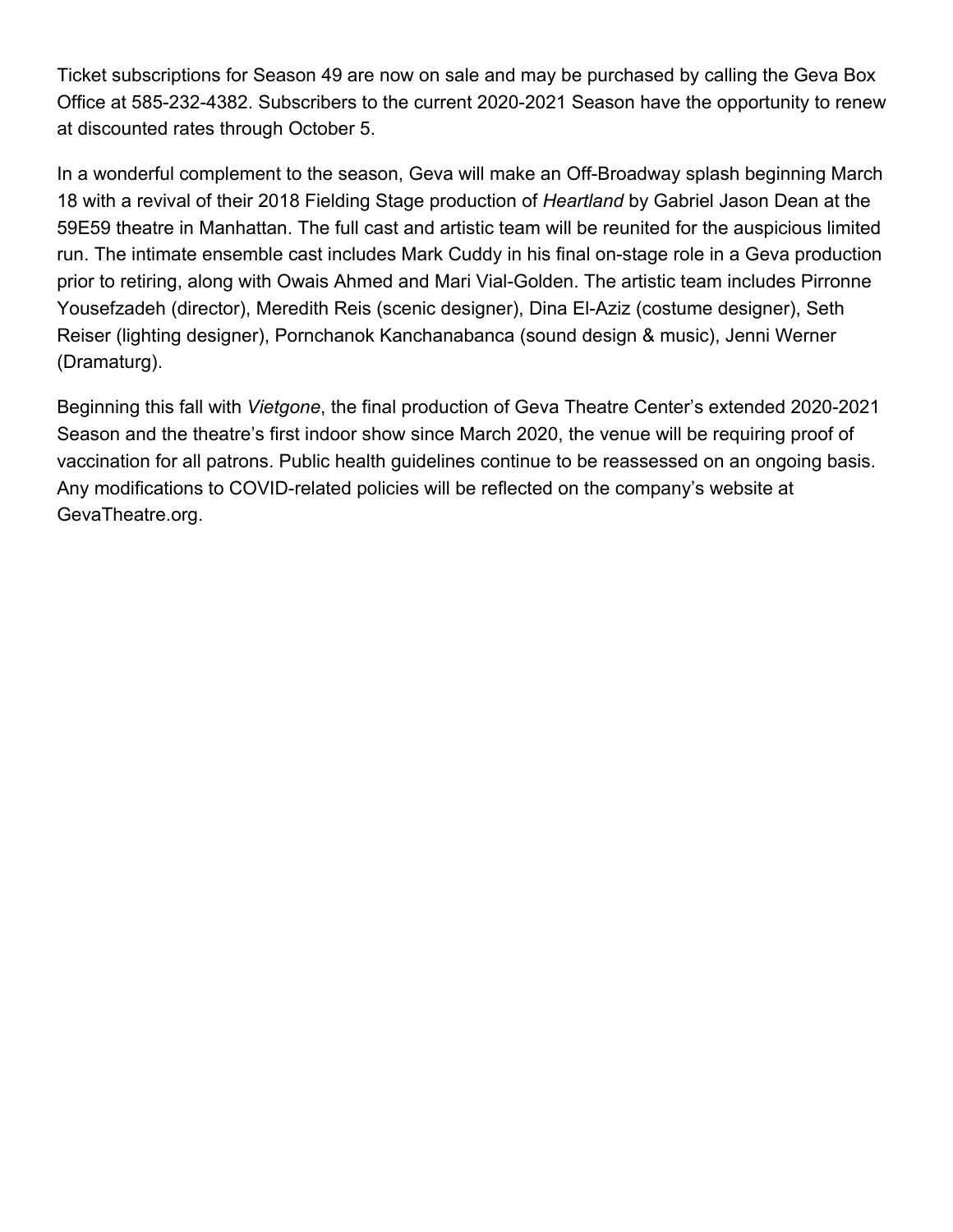Ticket subscriptions for Season 49 are now on sale and may be purchased by calling the Geva Box Office at 585-232-4382. Subscribers to the current 2020-2021 Season have the opportunity to renew at discounted rates through October 5.

In a wonderful complement to the season, Geva will make an Off-Broadway splash beginning March 18 with a revival of their 2018 Fielding Stage production of *Heartland* by Gabriel Jason Dean at the 59E59 theatre in Manhattan. The full cast and artistic team will be reunited for the auspicious limited run. The intimate ensemble cast includes Mark Cuddy in his final on-stage role in a Geva production prior to retiring, along with Owais Ahmed and Mari Vial-Golden. The artistic team includes Pirronne Yousefzadeh (director), Meredith Reis (scenic designer), Dina El-Aziz (costume designer), Seth Reiser (lighting designer), Pornchanok Kanchanabanca (sound design & music), Jenni Werner (Dramaturg).

Beginning this fall with *Vietgone*, the final production of Geva Theatre Center's extended 2020-2021 Season and the theatre's first indoor show since March 2020, the venue will be requiring proof of vaccination for all patrons. Public health guidelines continue to be reassessed on an ongoing basis. Any modifications to COVID-related policies will be reflected on the company's website at GevaTheatre.org.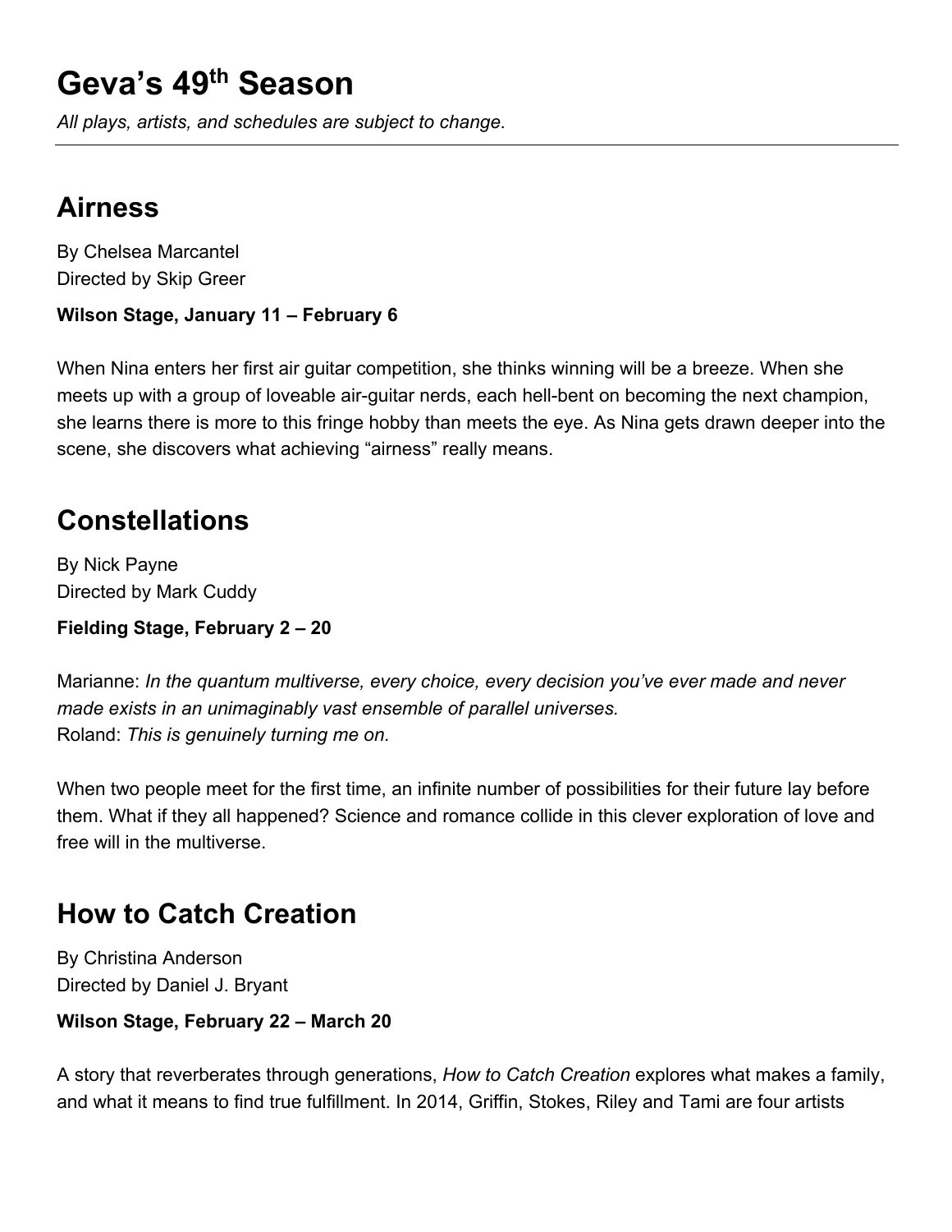# Geva's 49th Season

*All plays, artists, and schedules are subject to change.*

---

## Airness

By Chelsea Marcantel
Directed by Skip Greer

**Wilson Stage, January 11 – February 6**

When Nina enters her first air guitar competition, she thinks winning will be a breeze. When she meets up with a group of loveable air-guitar nerds, each hell-bent on becoming the next champion, she learns there is more to this fringe hobby than meets the eye. As Nina gets drawn deeper into the scene, she discovers what achieving "airness" really means.

## Constellations

By Nick Payne
Directed by Mark Cuddy

**Fielding Stage, February 2 – 20**

Marianne: *In the quantum multiverse, every choice, every decision you've ever made and never made exists in an unimaginably vast ensemble of parallel universes.*
Roland: *This is genuinely turning me on.*

When two people meet for the first time, an infinite number of possibilities for their future lay before them. What if they all happened? Science and romance collide in this clever exploration of love and free will in the multiverse.

## How to Catch Creation

By Christina Anderson
Directed by Daniel J. Bryant

**Wilson Stage, February 22 – March 20**

A story that reverberates through generations, *How to Catch Creation* explores what makes a family, and what it means to find true fulfillment. In 2014, Griffin, Stokes, Riley and Tami are four artists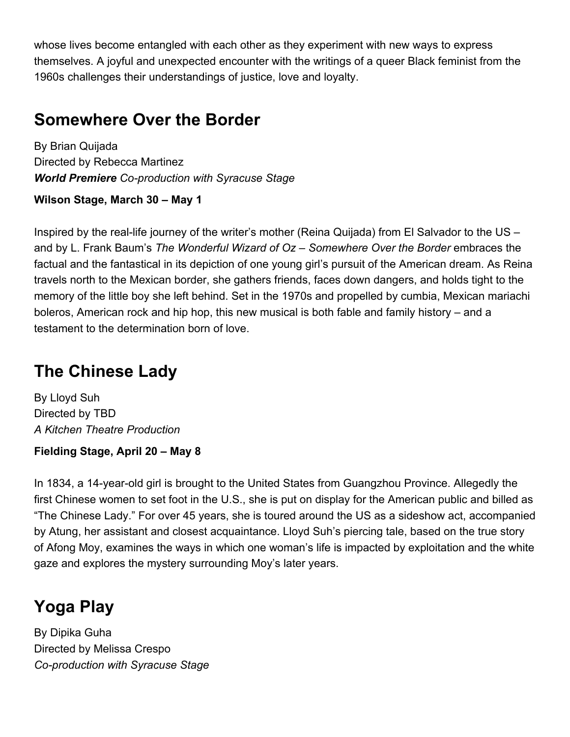whose lives become entangled with each other as they experiment with new ways to express themselves. A joyful and unexpected encounter with the writings of a queer Black feminist from the 1960s challenges their understandings of justice, love and loyalty.

## Somewhere Over the Border

By Brian Quijada
Directed by Rebecca Martinez
***World Premiere*** *Co-production with Syracuse Stage*

**Wilson Stage, March 30 – May 1**

Inspired by the real-life journey of the writer's mother (Reina Quijada) from El Salvador to the US – and by L. Frank Baum's *The Wonderful Wizard of Oz* – *Somewhere Over the Border* embraces the factual and the fantastical in its depiction of one young girl's pursuit of the American dream. As Reina travels north to the Mexican border, she gathers friends, faces down dangers, and holds tight to the memory of the little boy she left behind. Set in the 1970s and propelled by cumbia, Mexican mariachi boleros, American rock and hip hop, this new musical is both fable and family history – and a testament to the determination born of love.

## The Chinese Lady

By Lloyd Suh
Directed by TBD
*A Kitchen Theatre Production*

**Fielding Stage, April 20 – May 8**

In 1834, a 14-year-old girl is brought to the United States from Guangzhou Province. Allegedly the first Chinese women to set foot in the U.S., she is put on display for the American public and billed as "The Chinese Lady." For over 45 years, she is toured around the US as a sideshow act, accompanied by Atung, her assistant and closest acquaintance. Lloyd Suh's piercing tale, based on the true story of Afong Moy, examines the ways in which one woman's life is impacted by exploitation and the white gaze and explores the mystery surrounding Moy's later years.

## Yoga Play

By Dipika Guha
Directed by Melissa Crespo
*Co-production with Syracuse Stage*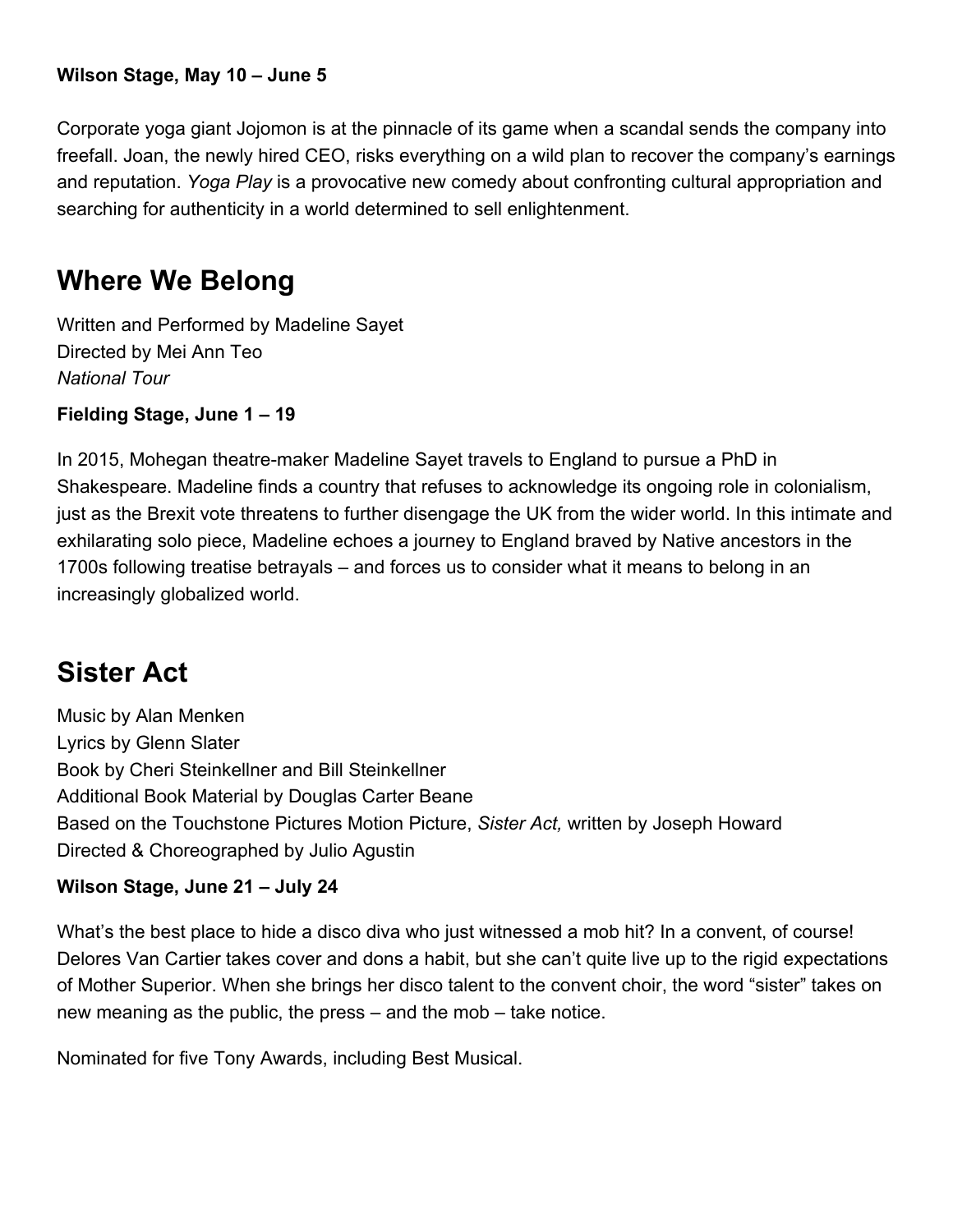**Wilson Stage, May 10 – June 5**

Corporate yoga giant Jojomon is at the pinnacle of its game when a scandal sends the company into freefall. Joan, the newly hired CEO, risks everything on a wild plan to recover the company's earnings and reputation. *Yoga Play* is a provocative new comedy about confronting cultural appropriation and searching for authenticity in a world determined to sell enlightenment.

## Where We Belong

Written and Performed by Madeline Sayet
Directed by Mei Ann Teo
*National Tour*

**Fielding Stage, June 1 – 19**

In 2015, Mohegan theatre-maker Madeline Sayet travels to England to pursue a PhD in Shakespeare. Madeline finds a country that refuses to acknowledge its ongoing role in colonialism, just as the Brexit vote threatens to further disengage the UK from the wider world. In this intimate and exhilarating solo piece, Madeline echoes a journey to England braved by Native ancestors in the 1700s following treatise betrayals – and forces us to consider what it means to belong in an increasingly globalized world.

## Sister Act

Music by Alan Menken
Lyrics by Glenn Slater
Book by Cheri Steinkellner and Bill Steinkellner
Additional Book Material by Douglas Carter Beane
Based on the Touchstone Pictures Motion Picture, *Sister Act,* written by Joseph Howard
Directed & Choreographed by Julio Agustin

**Wilson Stage, June 21 – July 24**

What's the best place to hide a disco diva who just witnessed a mob hit? In a convent, of course! Delores Van Cartier takes cover and dons a habit, but she can't quite live up to the rigid expectations of Mother Superior. When she brings her disco talent to the convent choir, the word "sister" takes on new meaning as the public, the press – and the mob – take notice.

Nominated for five Tony Awards, including Best Musical.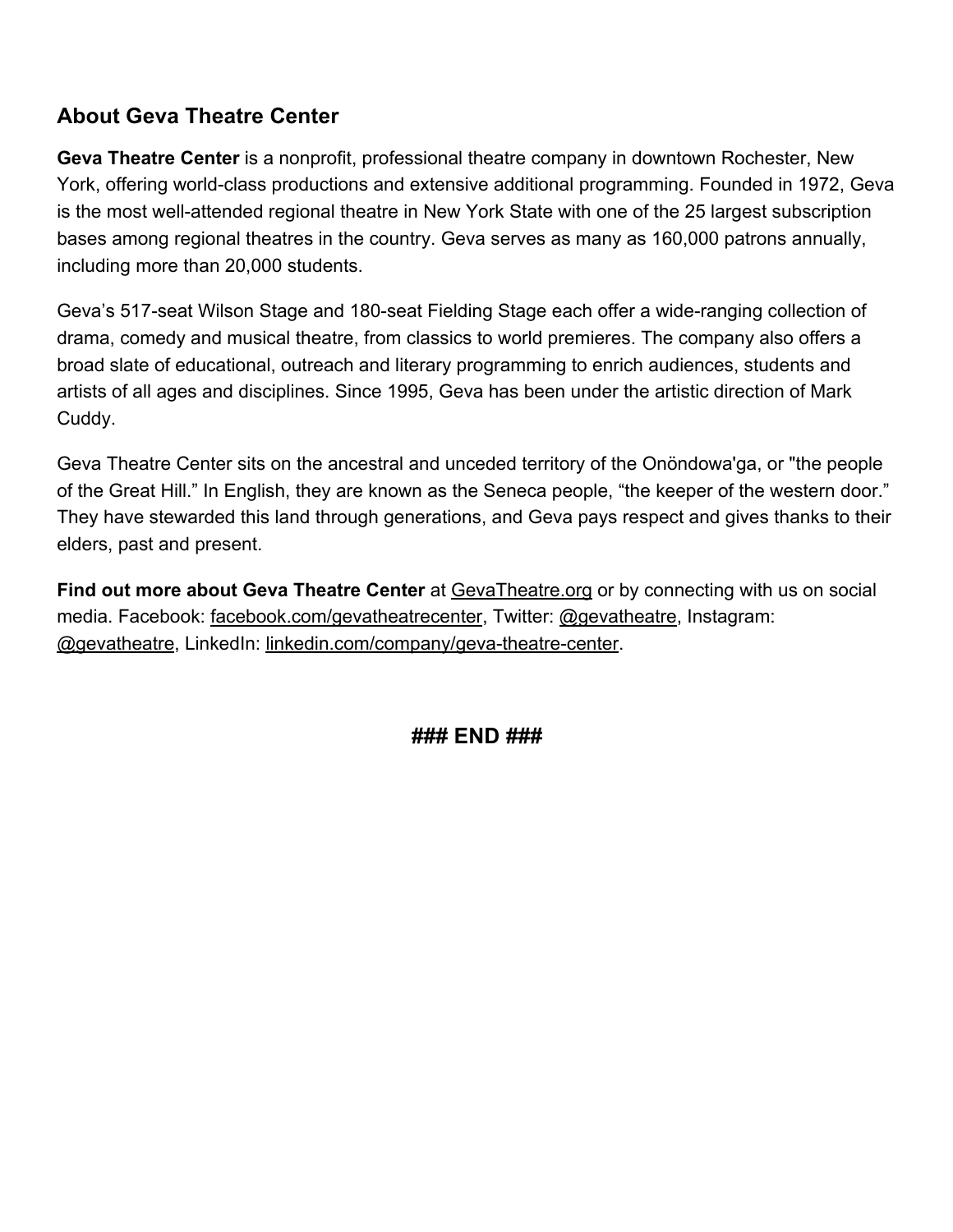## About Geva Theatre Center

**Geva Theatre Center** is a nonprofit, professional theatre company in downtown Rochester, New York, offering world-class productions and extensive additional programming. Founded in 1972, Geva is the most well-attended regional theatre in New York State with one of the 25 largest subscription bases among regional theatres in the country. Geva serves as many as 160,000 patrons annually, including more than 20,000 students.

Geva's 517-seat Wilson Stage and 180-seat Fielding Stage each offer a wide-ranging collection of drama, comedy and musical theatre, from classics to world premieres. The company also offers a broad slate of educational, outreach and literary programming to enrich audiences, students and artists of all ages and disciplines. Since 1995, Geva has been under the artistic direction of Mark Cuddy.

Geva Theatre Center sits on the ancestral and unceded territory of the Onöndowa'ga, or "the people of the Great Hill." In English, they are known as the Seneca people, "the keeper of the western door." They have stewarded this land through generations, and Geva pays respect and gives thanks to their elders, past and present.

**Find out more about Geva Theatre Center** at GevaTheatre.org or by connecting with us on social media. Facebook: facebook.com/gevatheatrecenter, Twitter: @gevatheatre, Instagram: @gevatheatre, LinkedIn: linkedin.com/company/geva-theatre-center.

**### END ###**